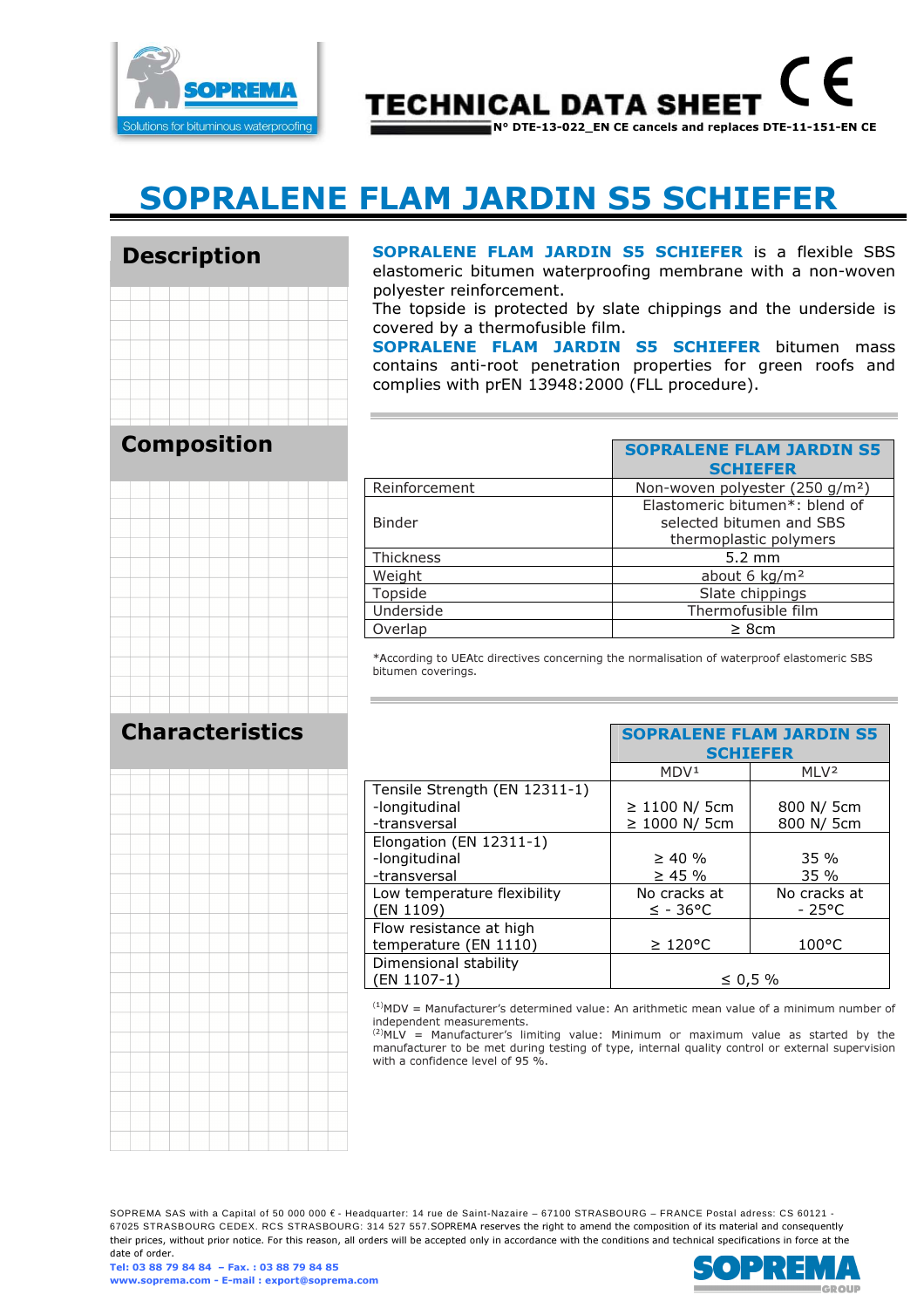# TECHNICAL DATA SHEET

N° DTE-13-022_EN CE cancels and replaces DTE-11-151-EN CE

# SOPRALENE FLAM JARDIN S5 SCHIEFER

## Description

**SOPRALENE FLAM JARDIN S5 SCHIEFER** is a flexible SBS elastomeric bitumen waterproofing membrane with a non-woven polyester reinforcement.
The topside is protected by slate chippings and the underside is covered by a thermofusible film.
**SOPRALENE FLAM JARDIN S5 SCHIEFER** bitumen mass contains anti-root penetration properties for green roofs and complies with prEN 13948:2000 (FLL procedure).

## Composition

| | SOPRALENE FLAM JARDIN S5 SCHIEFER |
|---|---|
| Reinforcement | Non-woven polyester (250 g/m²) |
| Binder | Elastomeric bitumen*: blend of selected bitumen and SBS thermoplastic polymers |
| Thickness | 5.2 mm |
| Weight | about 6 kg/m² |
| Topside | Slate chippings |
| Underside | Thermofusible film |
| Overlap | ≥ 8cm |

*According to UEAtc directives concerning the normalisation of waterproof elastomeric SBS bitumen coverings.

## Characteristics

| | SOPRALENE FLAM JARDIN S5 SCHIEFER | |
|---|---|---|
| | MDV[1] | MLV[2] |
| Tensile Strength (EN 12311-1)<br>-longitudinal<br>-transversal | <br>≥ 1100 N/ 5cm<br>≥ 1000 N/ 5cm | <br>800 N/ 5cm<br>800 N/ 5cm |
| Elongation (EN 12311-1)<br>-longitudinal<br>-transversal | <br>≥ 40 %<br>≥ 45 % | <br>35 %<br>35 % |
| Low temperature flexibility (EN 1109) | No cracks at ≤ - 36°C | No cracks at - 25°C |
| Flow resistance at high temperature (EN 1110) | ≥ 120°C | 100°C |
| Dimensional stability (EN 1107-1) | ≤ 0,5 % | |

[1]MDV = Manufacturer's determined value: An arithmetic mean value of a minimum number of independent measurements.
[2]MLV = Manufacturer's limiting value: Minimum or maximum value as started by the manufacturer to be met during testing of type, internal quality control or external supervision with a confidence level of 95 %.

SOPREMA SAS with a Capital of 50 000 000 € - Headquarter: 14 rue de Saint-Nazaire – 67100 STRASBOURG – FRANCE Postal adress: CS 60121 - 67025 STRASBOURG CEDEX. RCS STRASBOURG: 314 527 557.SOPREMA reserves the right to amend the composition of its material and consequently their prices, without prior notice. For this reason, all orders will be accepted only in accordance with the conditions and technical specifications in force at the date of order.
Tel: 03 88 79 84 84 – Fax. : 03 88 79 84 85
www.soprema.com - E-mail : export@soprema.com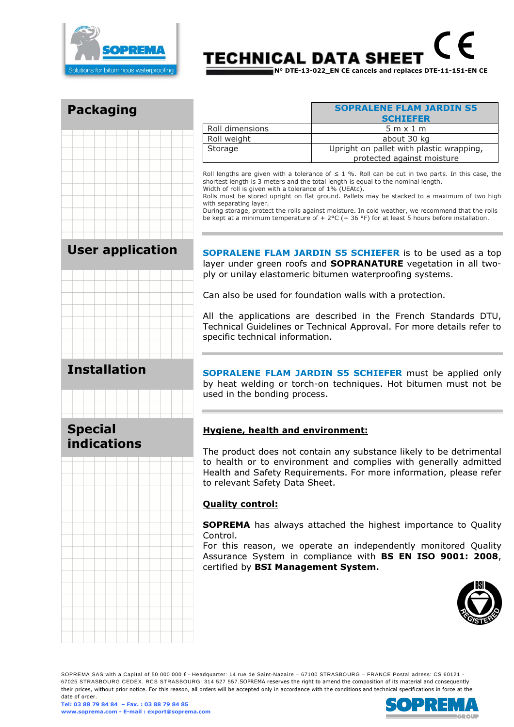# TECHNICAL DATA SHEET

**N° DTE-13-022_EN CE cancels and replaces DTE-11-151-EN CE**

## Packaging

| | SOPRALENE FLAM JARDIN S5 SCHIEFER |
|---|---|
| Roll dimensions | 5 m x 1 m |
| Roll weight | about 30 kg |
| Storage | Upright on pallet with plastic wrapping, protected against moisture |

Roll lengths are given with a tolerance of ≤ 1 %. Roll can be cut in two parts. In this case, the shortest length is 3 meters and the total length is equal to the nominal length.
Width of roll is given with a tolerance of 1% (UEAtc).
Rolls must be stored upright on flat ground. Pallets may be stacked to a maximum of two high with separating layer.
During storage, protect the rolls against moisture. In cold weather, we recommend that the rolls be kept at a minimum temperature of + 2°C (+ 36 °F) for at least 5 hours before installation.

## User application

**SOPRALENE FLAM JARDIN S5 SCHIEFER** is to be used as a top layer under green roofs and **SOPRANATURE** vegetation in all two-ply or unilay elastomeric bitumen waterproofing systems.

Can also be used for foundation walls with a protection.

All the applications are described in the French Standards DTU, Technical Guidelines or Technical Approval. For more details refer to specific technical information.

## Installation

**SOPRALENE FLAM JARDIN S5 SCHIEFER** must be applied only by heat welding or torch-on techniques. Hot bitumen must not be used in the bonding process.

## Special indications

**Hygiene, health and environment:**

The product does not contain any substance likely to be detrimental to health or to environment and complies with generally admitted Health and Safety Requirements. For more information, please refer to relevant Safety Data Sheet.

**Quality control:**

**SOPREMA** has always attached the highest importance to Quality Control.
For this reason, we operate an independently monitored Quality Assurance System in compliance with **BS EN ISO 9001: 2008**, certified by **BSI Management System.**

SOPREMA SAS with a Capital of 50 000 000 € - Headquarter: 14 rue de Saint-Nazaire – 67100 STRASBOURG – FRANCE Postal adress: CS 60121 - 67025 STRASBOURG CEDEX. RCS STRASBOURG: 314 527 557.SOPREMA reserves the right to amend the composition of its material and consequently their prices, without prior notice. For this reason, all orders will be accepted only in accordance with the conditions and technical specifications in force at the date of order.
Tel: 03 88 79 84 84 – Fax. : 03 88 79 84 85
www.soprema.com - E-mail : export@soprema.com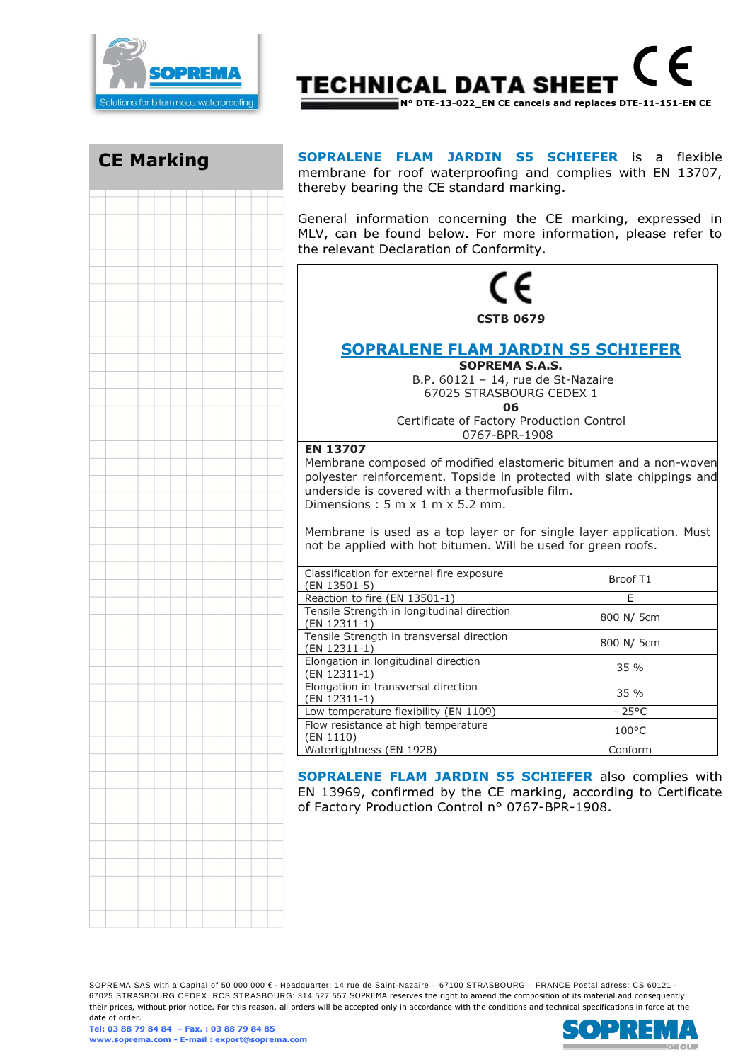# TECHNICAL DATA SHEET

**N° DTE-13-022_EN CE cancels and replaces DTE-11-151-EN CE**

## CE Marking

**SOPRALENE FLAM JARDIN S5 SCHIEFER** is a flexible membrane for roof waterproofing and complies with EN 13707, thereby bearing the CE standard marking.

General information concerning the CE marking, expressed in MLV, can be found below. For more information, please refer to the relevant Declaration of Conformity.

CE

**CSTB 0679**

**SOPRALENE FLAM JARDIN S5 SCHIEFER**

**SOPREMA S.A.S.**
B.P. 60121 – 14, rue de St-Nazaire
67025 STRASBOURG CEDEX 1
**06**
Certificate of Factory Production Control
0767-BPR-1908

**EN 13707**
Membrane composed of modified elastomeric bitumen and a non-woven polyester reinforcement. Topside in protected with slate chippings and underside is covered with a thermofusible film.
Dimensions : 5 m x 1 m x 5.2 mm.

Membrane is used as a top layer or for single layer application. Must not be applied with hot bitumen. Will be used for green roofs.

| | |
|---|---|
| Classification for external fire exposure (EN 13501-5) | Broof T1 |
| Reaction to fire (EN 13501-1) | E |
| Tensile Strength in longitudinal direction (EN 12311-1) | 800 N/ 5cm |
| Tensile Strength in transversal direction (EN 12311-1) | 800 N/ 5cm |
| Elongation in longitudinal direction (EN 12311-1) | 35 % |
| Elongation in transversal direction (EN 12311-1) | 35 % |
| Low temperature flexibility (EN 1109) | - 25°C |
| Flow resistance at high temperature (EN 1110) | 100°C |
| Watertightness (EN 1928) | Conform |

**SOPRALENE FLAM JARDIN S5 SCHIEFER** also complies with EN 13969, confirmed by the CE marking, according to Certificate of Factory Production Control n° 0767-BPR-1908.

SOPREMA SAS with a Capital of 50 000 000 € - Headquarter: 14 rue de Saint-Nazaire – 67100 STRASBOURG – FRANCE Postal adress: CS 60121 - 67025 STRASBOURG CEDEX. RCS STRASBOURG: 314 527 557.SOPREMA reserves the right to amend the composition of its material and consequently their prices, without prior notice. For this reason, all orders will be accepted only in accordance with the conditions and technical specifications in force at the date of order.

**Tel: 03 88 79 84 84 – Fax. : 03 88 79 84 85**
**www.soprema.com - E-mail : export@soprema.com**